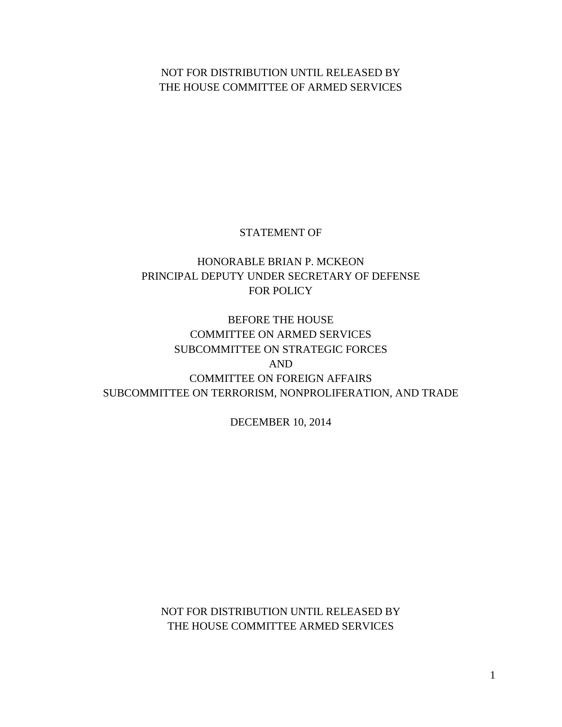NOT FOR DISTRIBUTION UNTIL RELEASED BY
THE HOUSE COMMITTEE OF ARMED SERVICES

STATEMENT OF

HONORABLE BRIAN P. MCKEON
PRINCIPAL DEPUTY UNDER SECRETARY OF DEFENSE
FOR POLICY

BEFORE THE HOUSE
COMMITTEE ON ARMED SERVICES
SUBCOMMITTEE ON STRATEGIC FORCES
AND
COMMITTEE ON FOREIGN AFFAIRS
SUBCOMMITTEE ON TERRORISM, NONPROLIFERATION, AND TRADE

DECEMBER 10, 2014

NOT FOR DISTRIBUTION UNTIL RELEASED BY
THE HOUSE COMMITTEE ARMED SERVICES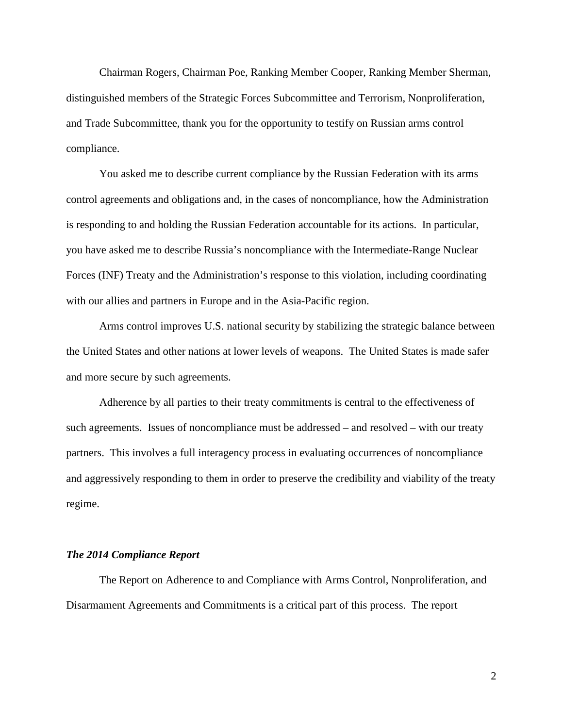Chairman Rogers, Chairman Poe, Ranking Member Cooper, Ranking Member Sherman, distinguished members of the Strategic Forces Subcommittee and Terrorism, Nonproliferation, and Trade Subcommittee, thank you for the opportunity to testify on Russian arms control compliance.

You asked me to describe current compliance by the Russian Federation with its arms control agreements and obligations and, in the cases of noncompliance, how the Administration is responding to and holding the Russian Federation accountable for its actions. In particular, you have asked me to describe Russia's noncompliance with the Intermediate-Range Nuclear Forces (INF) Treaty and the Administration's response to this violation, including coordinating with our allies and partners in Europe and in the Asia-Pacific region.

Arms control improves U.S. national security by stabilizing the strategic balance between the United States and other nations at lower levels of weapons. The United States is made safer and more secure by such agreements.

Adherence by all parties to their treaty commitments is central to the effectiveness of such agreements. Issues of noncompliance must be addressed – and resolved – with our treaty partners. This involves a full interagency process in evaluating occurrences of noncompliance and aggressively responding to them in order to preserve the credibility and viability of the treaty regime.

### *The 2014 Compliance Report*

The Report on Adherence to and Compliance with Arms Control, Nonproliferation, and Disarmament Agreements and Commitments is a critical part of this process. The report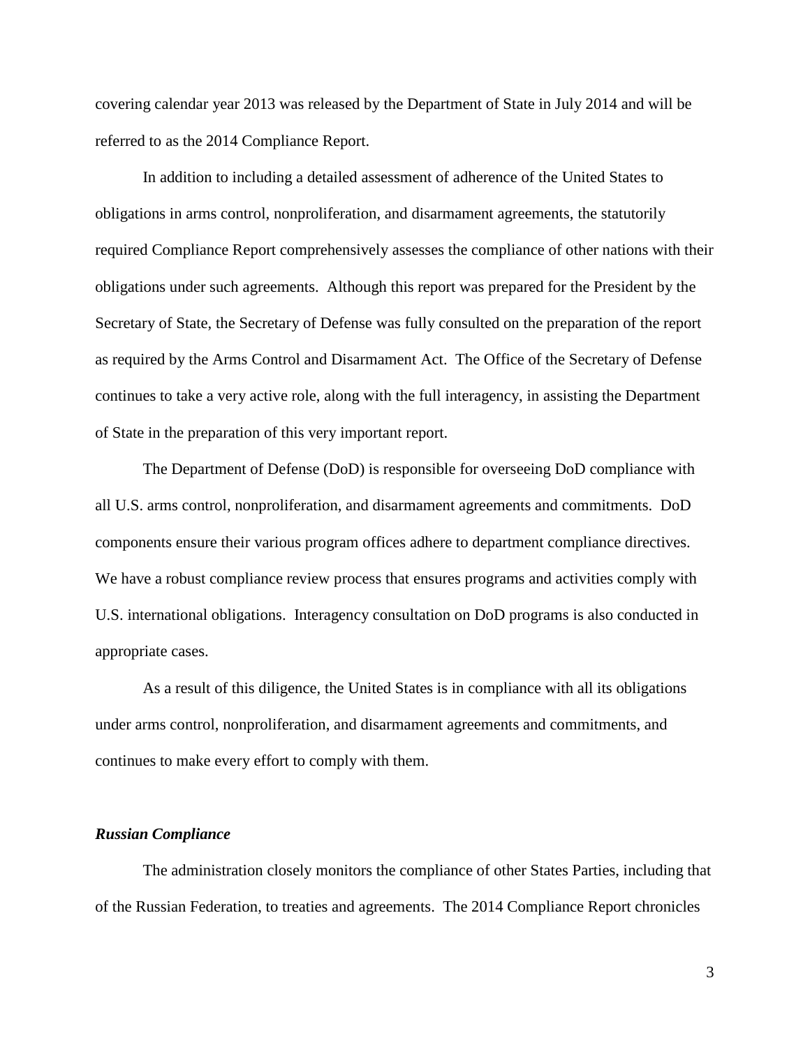covering calendar year 2013 was released by the Department of State in July 2014 and will be referred to as the 2014 Compliance Report.

In addition to including a detailed assessment of adherence of the United States to obligations in arms control, nonproliferation, and disarmament agreements, the statutorily required Compliance Report comprehensively assesses the compliance of other nations with their obligations under such agreements. Although this report was prepared for the President by the Secretary of State, the Secretary of Defense was fully consulted on the preparation of the report as required by the Arms Control and Disarmament Act. The Office of the Secretary of Defense continues to take a very active role, along with the full interagency, in assisting the Department of State in the preparation of this very important report.

The Department of Defense (DoD) is responsible for overseeing DoD compliance with all U.S. arms control, nonproliferation, and disarmament agreements and commitments. DoD components ensure their various program offices adhere to department compliance directives. We have a robust compliance review process that ensures programs and activities comply with U.S. international obligations. Interagency consultation on DoD programs is also conducted in appropriate cases.

As a result of this diligence, the United States is in compliance with all its obligations under arms control, nonproliferation, and disarmament agreements and commitments, and continues to make every effort to comply with them.

***Russian Compliance***

The administration closely monitors the compliance of other States Parties, including that of the Russian Federation, to treaties and agreements. The 2014 Compliance Report chronicles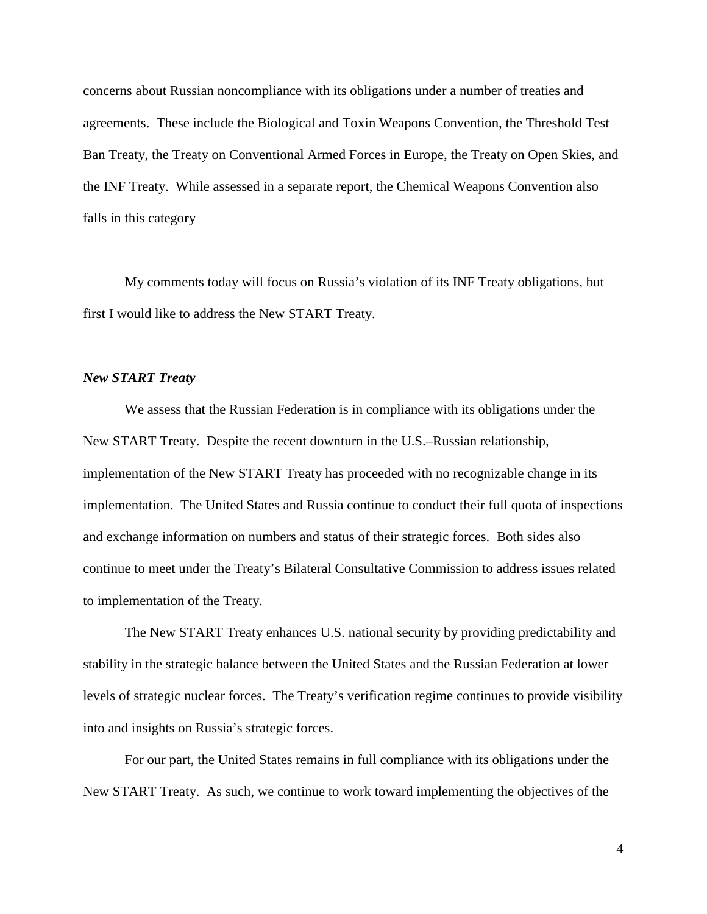concerns about Russian noncompliance with its obligations under a number of treaties and agreements. These include the Biological and Toxin Weapons Convention, the Threshold Test Ban Treaty, the Treaty on Conventional Armed Forces in Europe, the Treaty on Open Skies, and the INF Treaty. While assessed in a separate report, the Chemical Weapons Convention also falls in this category

My comments today will focus on Russia's violation of its INF Treaty obligations, but first I would like to address the New START Treaty.

***New START Treaty***

We assess that the Russian Federation is in compliance with its obligations under the New START Treaty. Despite the recent downturn in the U.S.–Russian relationship, implementation of the New START Treaty has proceeded with no recognizable change in its implementation. The United States and Russia continue to conduct their full quota of inspections and exchange information on numbers and status of their strategic forces. Both sides also continue to meet under the Treaty's Bilateral Consultative Commission to address issues related to implementation of the Treaty.

The New START Treaty enhances U.S. national security by providing predictability and stability in the strategic balance between the United States and the Russian Federation at lower levels of strategic nuclear forces. The Treaty's verification regime continues to provide visibility into and insights on Russia's strategic forces.

For our part, the United States remains in full compliance with its obligations under the New START Treaty. As such, we continue to work toward implementing the objectives of the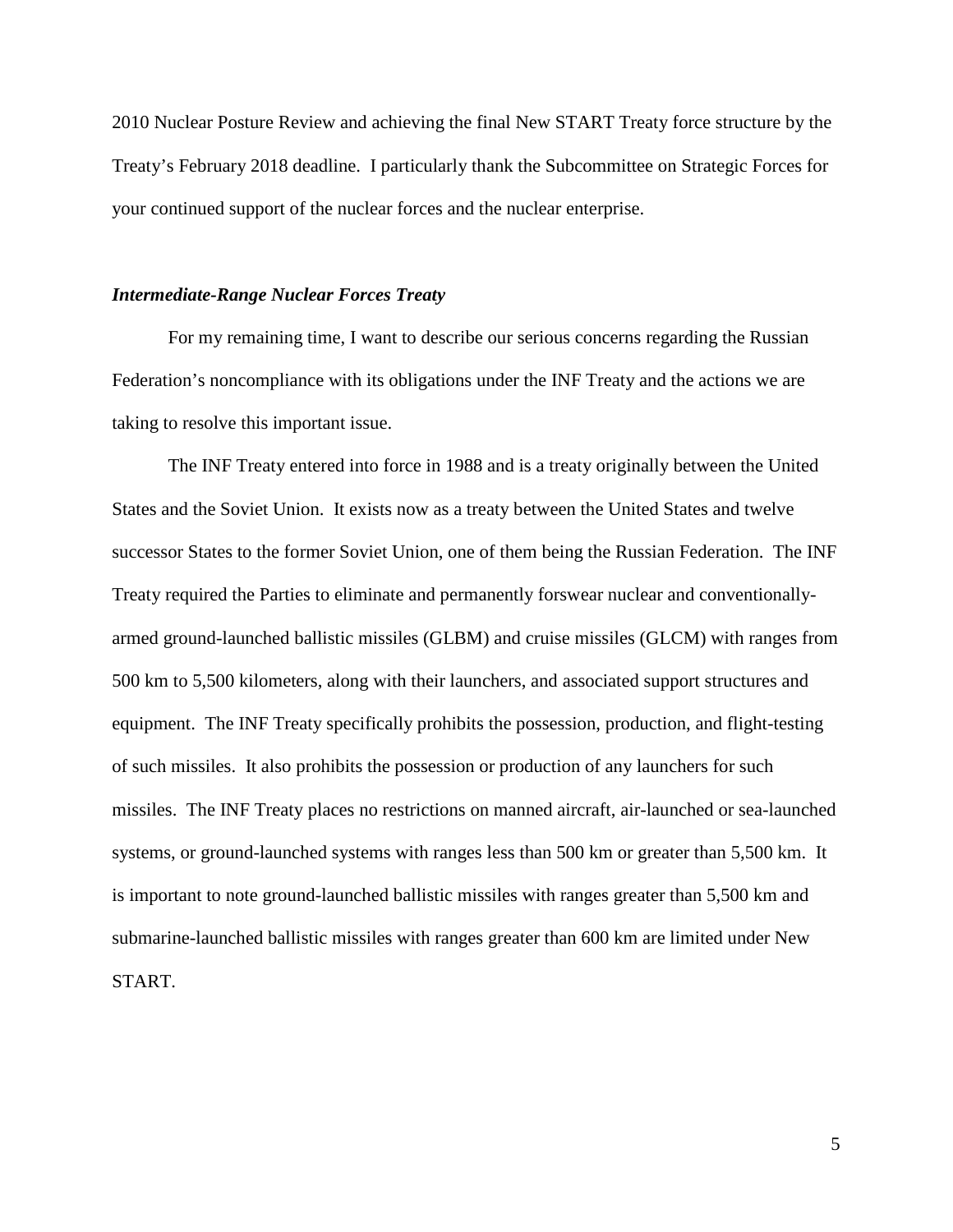2010 Nuclear Posture Review and achieving the final New START Treaty force structure by the Treaty's February 2018 deadline. I particularly thank the Subcommittee on Strategic Forces for your continued support of the nuclear forces and the nuclear enterprise.

### *Intermediate-Range Nuclear Forces Treaty*

For my remaining time, I want to describe our serious concerns regarding the Russian Federation's noncompliance with its obligations under the INF Treaty and the actions we are taking to resolve this important issue.

The INF Treaty entered into force in 1988 and is a treaty originally between the United States and the Soviet Union. It exists now as a treaty between the United States and twelve successor States to the former Soviet Union, one of them being the Russian Federation. The INF Treaty required the Parties to eliminate and permanently forswear nuclear and conventionally-armed ground-launched ballistic missiles (GLBM) and cruise missiles (GLCM) with ranges from 500 km to 5,500 kilometers, along with their launchers, and associated support structures and equipment. The INF Treaty specifically prohibits the possession, production, and flight-testing of such missiles. It also prohibits the possession or production of any launchers for such missiles. The INF Treaty places no restrictions on manned aircraft, air-launched or sea-launched systems, or ground-launched systems with ranges less than 500 km or greater than 5,500 km. It is important to note ground-launched ballistic missiles with ranges greater than 5,500 km and submarine-launched ballistic missiles with ranges greater than 600 km are limited under New START.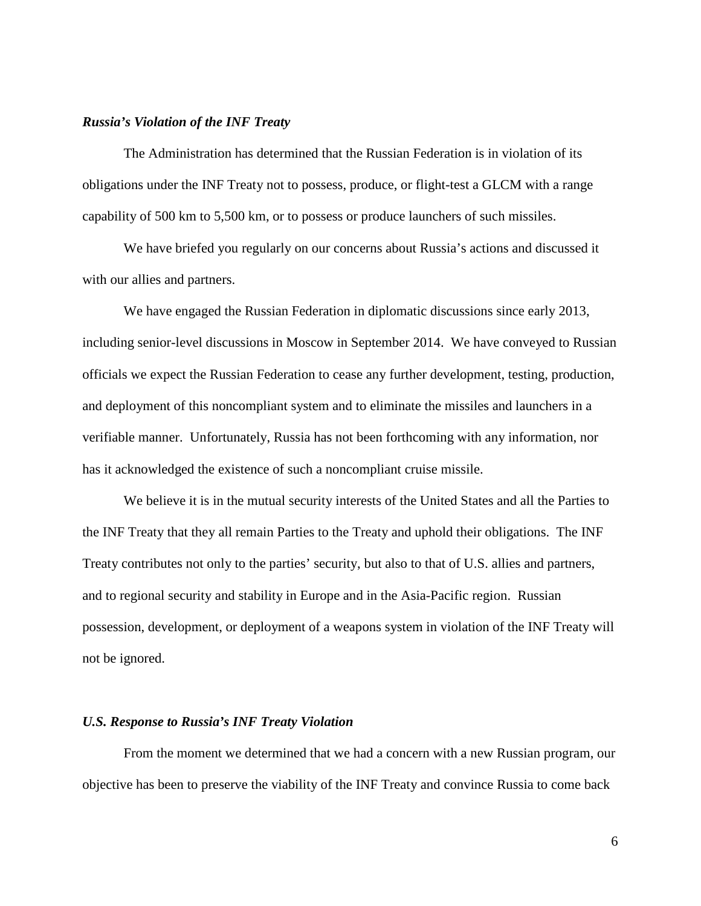***Russia's Violation of the INF Treaty***

The Administration has determined that the Russian Federation is in violation of its obligations under the INF Treaty not to possess, produce, or flight-test a GLCM with a range capability of 500 km to 5,500 km, or to possess or produce launchers of such missiles.

We have briefed you regularly on our concerns about Russia's actions and discussed it with our allies and partners.

We have engaged the Russian Federation in diplomatic discussions since early 2013, including senior-level discussions in Moscow in September 2014. We have conveyed to Russian officials we expect the Russian Federation to cease any further development, testing, production, and deployment of this noncompliant system and to eliminate the missiles and launchers in a verifiable manner. Unfortunately, Russia has not been forthcoming with any information, nor has it acknowledged the existence of such a noncompliant cruise missile.

We believe it is in the mutual security interests of the United States and all the Parties to the INF Treaty that they all remain Parties to the Treaty and uphold their obligations. The INF Treaty contributes not only to the parties' security, but also to that of U.S. allies and partners, and to regional security and stability in Europe and in the Asia-Pacific region. Russian possession, development, or deployment of a weapons system in violation of the INF Treaty will not be ignored.

***U.S. Response to Russia's INF Treaty Violation***

From the moment we determined that we had a concern with a new Russian program, our objective has been to preserve the viability of the INF Treaty and convince Russia to come back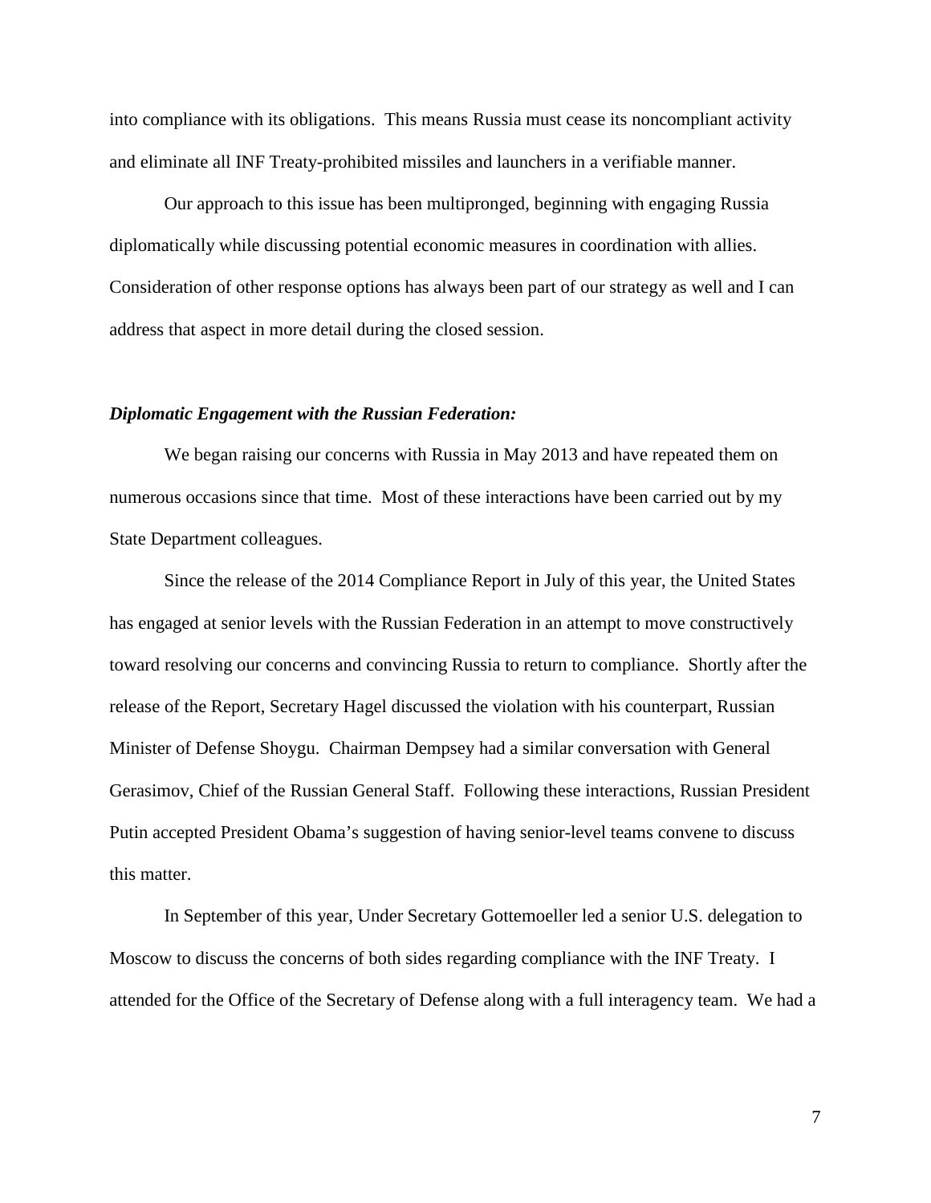into compliance with its obligations. This means Russia must cease its noncompliant activity and eliminate all INF Treaty-prohibited missiles and launchers in a verifiable manner.

Our approach to this issue has been multipronged, beginning with engaging Russia diplomatically while discussing potential economic measures in coordination with allies. Consideration of other response options has always been part of our strategy as well and I can address that aspect in more detail during the closed session.

***Diplomatic Engagement with the Russian Federation:***

We began raising our concerns with Russia in May 2013 and have repeated them on numerous occasions since that time. Most of these interactions have been carried out by my State Department colleagues.

Since the release of the 2014 Compliance Report in July of this year, the United States has engaged at senior levels with the Russian Federation in an attempt to move constructively toward resolving our concerns and convincing Russia to return to compliance. Shortly after the release of the Report, Secretary Hagel discussed the violation with his counterpart, Russian Minister of Defense Shoygu. Chairman Dempsey had a similar conversation with General Gerasimov, Chief of the Russian General Staff. Following these interactions, Russian President Putin accepted President Obama's suggestion of having senior-level teams convene to discuss this matter.

In September of this year, Under Secretary Gottemoeller led a senior U.S. delegation to Moscow to discuss the concerns of both sides regarding compliance with the INF Treaty. I attended for the Office of the Secretary of Defense along with a full interagency team. We had a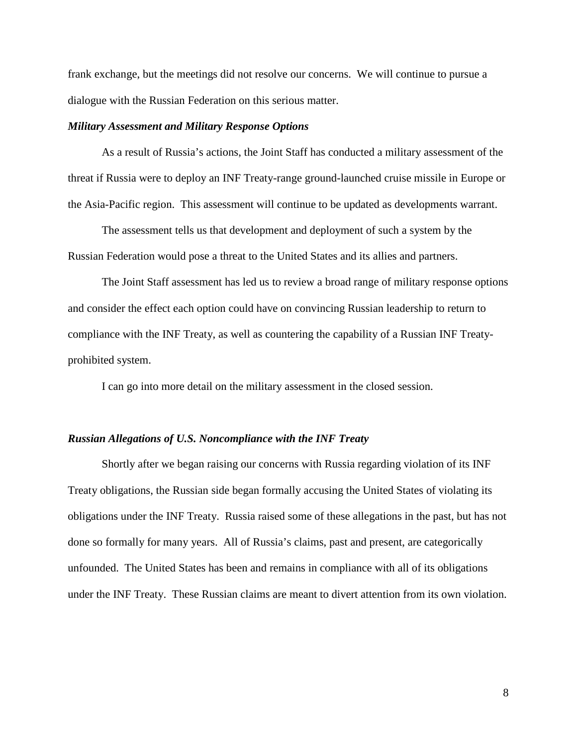frank exchange, but the meetings did not resolve our concerns. We will continue to pursue a dialogue with the Russian Federation on this serious matter.

***Military Assessment and Military Response Options***

As a result of Russia's actions, the Joint Staff has conducted a military assessment of the threat if Russia were to deploy an INF Treaty-range ground-launched cruise missile in Europe or the Asia-Pacific region. This assessment will continue to be updated as developments warrant.

The assessment tells us that development and deployment of such a system by the Russian Federation would pose a threat to the United States and its allies and partners.

The Joint Staff assessment has led us to review a broad range of military response options and consider the effect each option could have on convincing Russian leadership to return to compliance with the INF Treaty, as well as countering the capability of a Russian INF Treaty-prohibited system.

I can go into more detail on the military assessment in the closed session.

***Russian Allegations of U.S. Noncompliance with the INF Treaty***

Shortly after we began raising our concerns with Russia regarding violation of its INF Treaty obligations, the Russian side began formally accusing the United States of violating its obligations under the INF Treaty. Russia raised some of these allegations in the past, but has not done so formally for many years. All of Russia's claims, past and present, are categorically unfounded. The United States has been and remains in compliance with all of its obligations under the INF Treaty. These Russian claims are meant to divert attention from its own violation.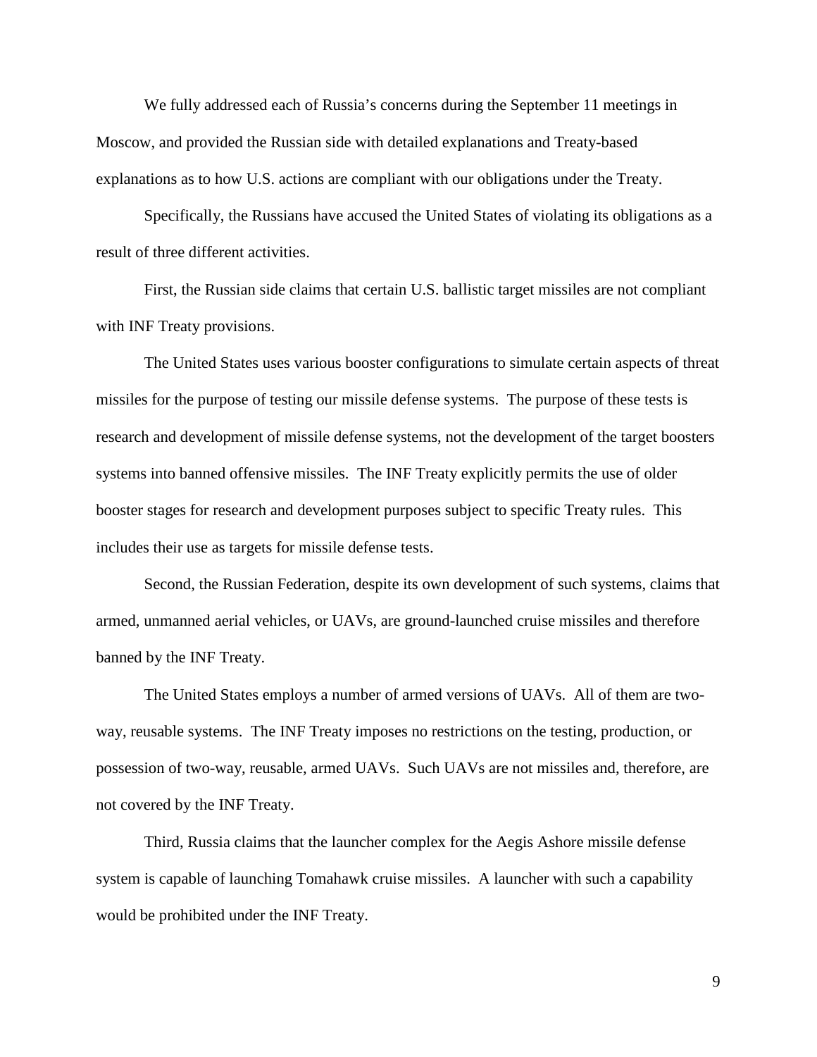We fully addressed each of Russia's concerns during the September 11 meetings in Moscow, and provided the Russian side with detailed explanations and Treaty-based explanations as to how U.S. actions are compliant with our obligations under the Treaty.

Specifically, the Russians have accused the United States of violating its obligations as a result of three different activities.

First, the Russian side claims that certain U.S. ballistic target missiles are not compliant with INF Treaty provisions.

The United States uses various booster configurations to simulate certain aspects of threat missiles for the purpose of testing our missile defense systems. The purpose of these tests is research and development of missile defense systems, not the development of the target boosters systems into banned offensive missiles. The INF Treaty explicitly permits the use of older booster stages for research and development purposes subject to specific Treaty rules. This includes their use as targets for missile defense tests.

Second, the Russian Federation, despite its own development of such systems, claims that armed, unmanned aerial vehicles, or UAVs, are ground-launched cruise missiles and therefore banned by the INF Treaty.

The United States employs a number of armed versions of UAVs. All of them are two-way, reusable systems. The INF Treaty imposes no restrictions on the testing, production, or possession of two-way, reusable, armed UAVs. Such UAVs are not missiles and, therefore, are not covered by the INF Treaty.

Third, Russia claims that the launcher complex for the Aegis Ashore missile defense system is capable of launching Tomahawk cruise missiles. A launcher with such a capability would be prohibited under the INF Treaty.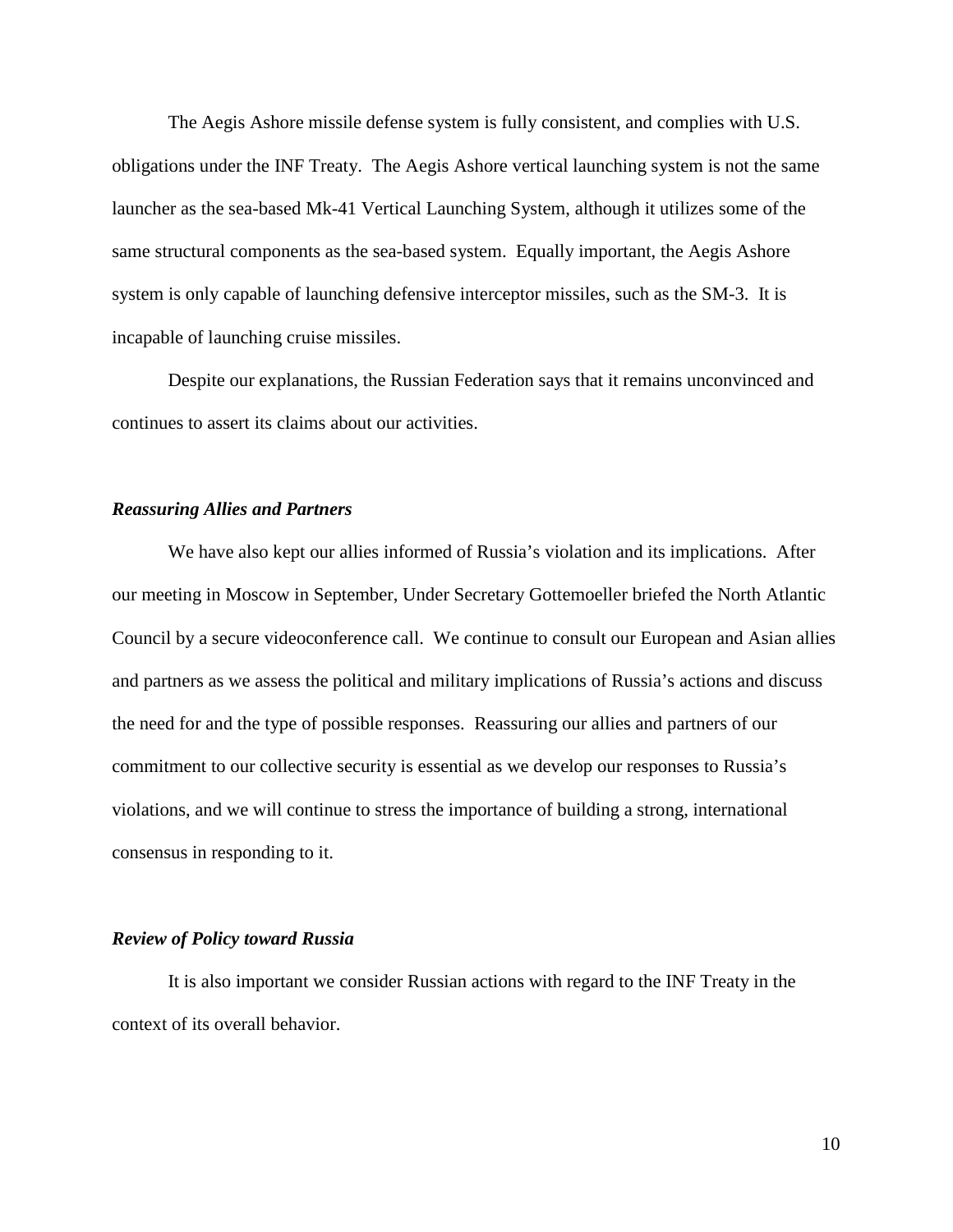The Aegis Ashore missile defense system is fully consistent, and complies with U.S. obligations under the INF Treaty. The Aegis Ashore vertical launching system is not the same launcher as the sea-based Mk-41 Vertical Launching System, although it utilizes some of the same structural components as the sea-based system. Equally important, the Aegis Ashore system is only capable of launching defensive interceptor missiles, such as the SM-3. It is incapable of launching cruise missiles.

Despite our explanations, the Russian Federation says that it remains unconvinced and continues to assert its claims about our activities.

***Reassuring Allies and Partners***

We have also kept our allies informed of Russia's violation and its implications. After our meeting in Moscow in September, Under Secretary Gottemoeller briefed the North Atlantic Council by a secure videoconference call. We continue to consult our European and Asian allies and partners as we assess the political and military implications of Russia's actions and discuss the need for and the type of possible responses. Reassuring our allies and partners of our commitment to our collective security is essential as we develop our responses to Russia's violations, and we will continue to stress the importance of building a strong, international consensus in responding to it.

***Review of Policy toward Russia***

It is also important we consider Russian actions with regard to the INF Treaty in the context of its overall behavior.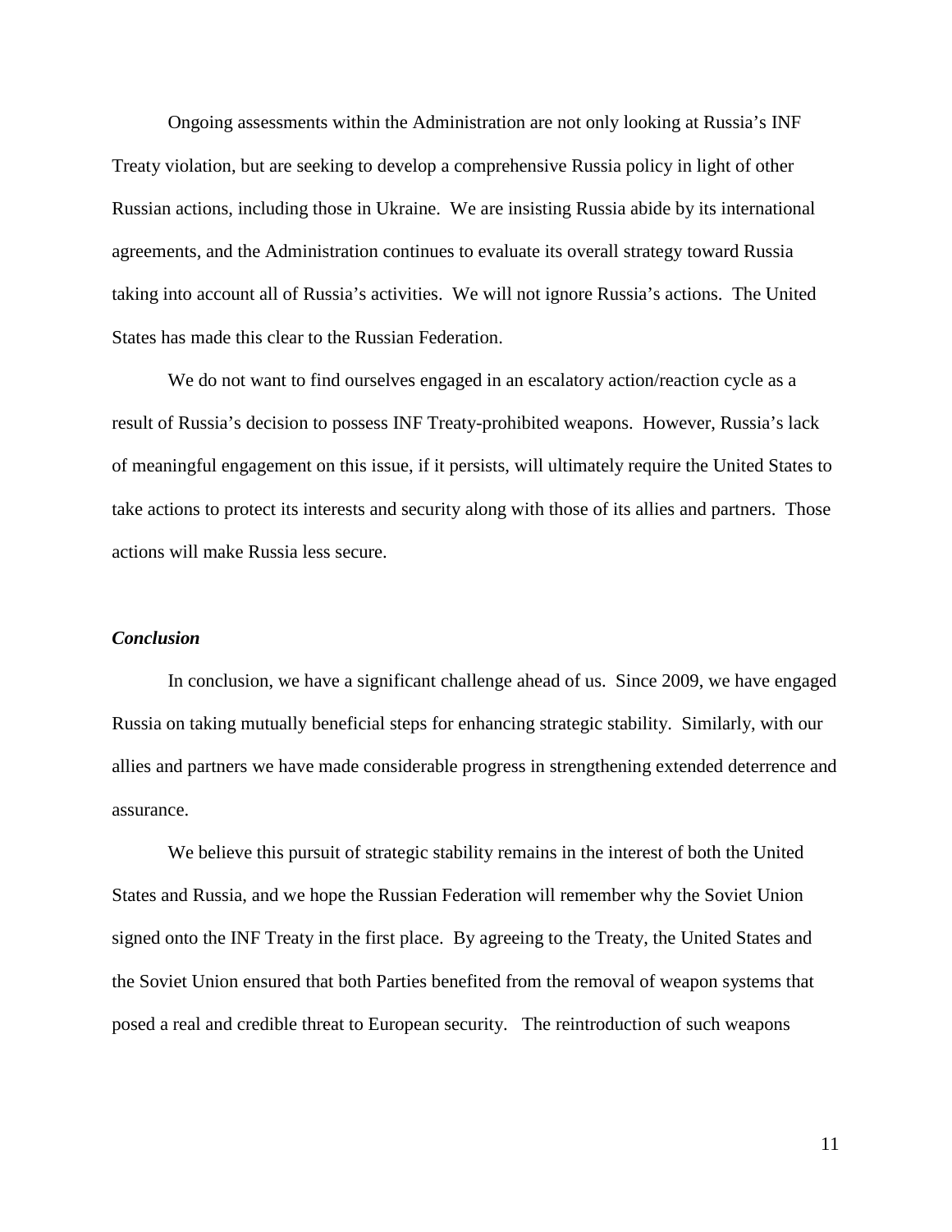Ongoing assessments within the Administration are not only looking at Russia's INF Treaty violation, but are seeking to develop a comprehensive Russia policy in light of other Russian actions, including those in Ukraine. We are insisting Russia abide by its international agreements, and the Administration continues to evaluate its overall strategy toward Russia taking into account all of Russia's activities. We will not ignore Russia's actions. The United States has made this clear to the Russian Federation.

We do not want to find ourselves engaged in an escalatory action/reaction cycle as a result of Russia's decision to possess INF Treaty-prohibited weapons. However, Russia's lack of meaningful engagement on this issue, if it persists, will ultimately require the United States to take actions to protect its interests and security along with those of its allies and partners. Those actions will make Russia less secure.

***Conclusion***

In conclusion, we have a significant challenge ahead of us. Since 2009, we have engaged Russia on taking mutually beneficial steps for enhancing strategic stability. Similarly, with our allies and partners we have made considerable progress in strengthening extended deterrence and assurance.

We believe this pursuit of strategic stability remains in the interest of both the United States and Russia, and we hope the Russian Federation will remember why the Soviet Union signed onto the INF Treaty in the first place. By agreeing to the Treaty, the United States and the Soviet Union ensured that both Parties benefited from the removal of weapon systems that posed a real and credible threat to European security. The reintroduction of such weapons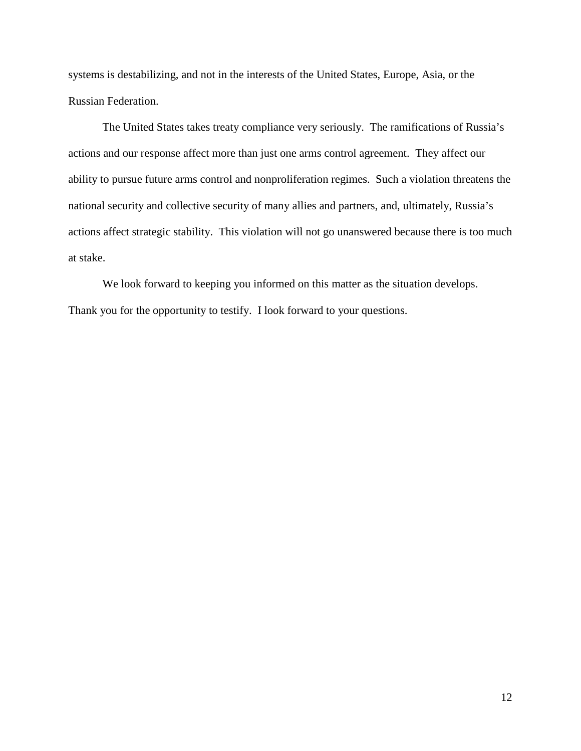systems is destabilizing, and not in the interests of the United States, Europe, Asia, or the Russian Federation.

The United States takes treaty compliance very seriously. The ramifications of Russia's actions and our response affect more than just one arms control agreement. They affect our ability to pursue future arms control and nonproliferation regimes. Such a violation threatens the national security and collective security of many allies and partners, and, ultimately, Russia's actions affect strategic stability. This violation will not go unanswered because there is too much at stake.

We look forward to keeping you informed on this matter as the situation develops. Thank you for the opportunity to testify. I look forward to your questions.